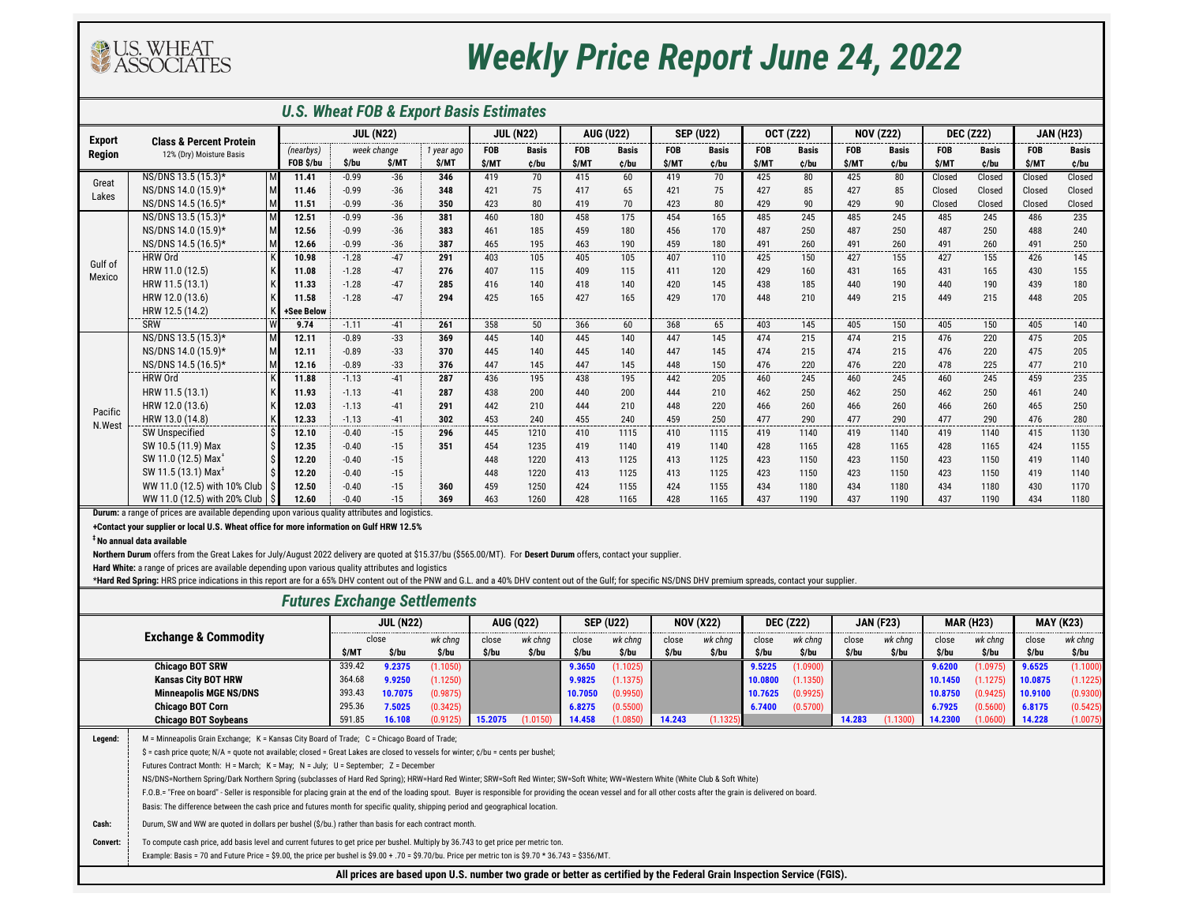# Weekly Price Report June 24, 2022

## U.S. Wheat FOB & Export Basis Estimates

| Export Region | Class & Percent Protein 12% (Dry) Moisture Basis | | JUL (N22) (nearbys) FOB $/bu | JUL (N22) week change $/bu | JUL (N22) week change $/MT | JUL (N22) 1 year ago $/MT | JUL (N22) FOB $/MT | JUL (N22) Basis ¢/bu | AUG (U22) FOB $/MT | AUG (U22) Basis ¢/bu | SEP (U22) FOB $/MT | SEP (U22) Basis ¢/bu | OCT (Z22) FOB $/MT | OCT (Z22) Basis ¢/bu | NOV (Z22) FOB $/MT | NOV (Z22) Basis ¢/bu | DEC (Z22) FOB $/MT | DEC (Z22) Basis ¢/bu | JAN (H23) FOB $/MT | JAN (H23) Basis ¢/bu |
|---|---|---|---|---|---|---|---|---|---|---|---|---|---|---|---|---|---|---|---|---|
| Great Lakes | NS/DNS 13.5 (15.3)* | M | 11.41 | -0.99 | -36 | 346 | 419 | 70 | 415 | 60 | 419 | 70 | 425 | 80 | 425 | 80 | Closed | Closed | Closed | Closed |
| | NS/DNS 14.0 (15.9)* | M | 11.46 | -0.99 | -36 | 348 | 421 | 75 | 417 | 65 | 421 | 75 | 427 | 85 | 427 | 85 | Closed | Closed | Closed | Closed |
| | NS/DNS 14.5 (16.5)* | M | 11.51 | -0.99 | -36 | 350 | 423 | 80 | 419 | 70 | 423 | 80 | 429 | 90 | 429 | 90 | Closed | Closed | Closed | Closed |
| Gulf of Mexico | NS/DNS 13.5 (15.3)* | M | 12.51 | -0.99 | -36 | 381 | 460 | 180 | 458 | 175 | 454 | 165 | 485 | 245 | 485 | 245 | 485 | 245 | 486 | 235 |
| | NS/DNS 14.0 (15.9)* | M | 12.56 | -0.99 | -36 | 383 | 461 | 185 | 459 | 180 | 456 | 170 | 487 | 250 | 487 | 250 | 487 | 250 | 488 | 240 |
| | NS/DNS 14.5 (16.5)* | M | 12.66 | -0.99 | -36 | 387 | 465 | 195 | 463 | 190 | 459 | 180 | 491 | 260 | 491 | 260 | 491 | 260 | 491 | 250 |
| | HRW Ord | K | 10.98 | -1.28 | -47 | 291 | 403 | 105 | 405 | 105 | 407 | 110 | 425 | 150 | 427 | 155 | 427 | 155 | 426 | 145 |
| | HRW 11.0 (12.5) | K | 11.08 | -1.28 | -47 | 276 | 407 | 115 | 409 | 115 | 411 | 120 | 429 | 160 | 431 | 165 | 431 | 165 | 430 | 155 |
| | HRW 11.5 (13.1) | K | 11.33 | -1.28 | -47 | 285 | 416 | 140 | 418 | 140 | 420 | 145 | 438 | 185 | 440 | 190 | 440 | 190 | 439 | 180 |
| | HRW 12.0 (13.6) | K | 11.58 | -1.28 | -47 | 294 | 425 | 165 | 427 | 165 | 429 | 170 | 448 | 210 | 449 | 215 | 449 | 215 | 448 | 205 |
| | HRW 12.5 (14.2) | K | +See Below | | | | | | | | | | | | | | | | | |
| | SRW | W | 9.74 | -1.11 | -41 | 261 | 358 | 50 | 366 | 60 | 368 | 65 | 403 | 145 | 405 | 150 | 405 | 150 | 405 | 140 |
| Pacific N.West | NS/DNS 13.5 (15.3)* | M | 12.11 | -0.89 | -33 | 369 | 445 | 140 | 445 | 140 | 447 | 145 | 474 | 215 | 474 | 215 | 476 | 220 | 475 | 205 |
| | NS/DNS 14.0 (15.9)* | M | 12.11 | -0.89 | -33 | 370 | 445 | 140 | 445 | 140 | 447 | 145 | 474 | 215 | 474 | 215 | 476 | 220 | 475 | 205 |
| | NS/DNS 14.5 (16.5)* | M | 12.16 | -0.89 | -33 | 376 | 447 | 145 | 447 | 145 | 448 | 150 | 476 | 220 | 476 | 220 | 478 | 225 | 477 | 210 |
| | HRW Ord | K | 11.88 | -1.13 | -41 | 287 | 436 | 195 | 438 | 195 | 442 | 205 | 460 | 245 | 460 | 245 | 460 | 245 | 459 | 235 |
| | HRW 11.5 (13.1) | K | 11.93 | -1.13 | -41 | 287 | 438 | 200 | 440 | 200 | 444 | 210 | 462 | 250 | 462 | 250 | 462 | 250 | 461 | 240 |
| | HRW 12.0 (13.6) | K | 12.03 | -1.13 | -41 | 291 | 442 | 210 | 444 | 210 | 448 | 220 | 466 | 260 | 466 | 260 | 466 | 260 | 465 | 250 |
| | HRW 13.0 (14.8) | K | 12.33 | -1.13 | -41 | 302 | 453 | 240 | 455 | 240 | 459 | 250 | 477 | 290 | 477 | 290 | 477 | 290 | 476 | 280 |
| | SW Unspecified | $ | 12.10 | -0.40 | -15 | 296 | 445 | 1210 | 410 | 1115 | 410 | 1115 | 419 | 1140 | 419 | 1140 | 419 | 1140 | 415 | 1130 |
| | SW 10.5 (11.9) Max | $ | 12.35 | -0.40 | -15 | 351 | 454 | 1235 | 419 | 1140 | 419 | 1140 | 428 | 1165 | 428 | 1165 | 428 | 1165 | 424 | 1155 |
| | SW 11.0 (12.5) Max‡ | $ | 12.20 | -0.40 | -15 | | 448 | 1220 | 413 | 1125 | 413 | 1125 | 423 | 1150 | 423 | 1150 | 423 | 1150 | 419 | 1140 |
| | SW 11.5 (13.1) Max‡ | $ | 12.20 | -0.40 | -15 | | 448 | 1220 | 413 | 1125 | 413 | 1125 | 423 | 1150 | 423 | 1150 | 423 | 1150 | 419 | 1140 |
| | WW 11.0 (12.5) with 10% Club | $ | 12.50 | -0.40 | -15 | 360 | 459 | 1250 | 424 | 1155 | 424 | 1155 | 434 | 1180 | 434 | 1180 | 434 | 1180 | 430 | 1170 |
| | WW 11.0 (12.5) with 20% Club | $ | 12.60 | -0.40 | -15 | 369 | 463 | 1260 | 428 | 1165 | 428 | 1165 | 437 | 1190 | 437 | 1190 | 437 | 1190 | 434 | 1180 |

**Durum:** a range of prices are available depending upon various quality attributes and logistics.

**+Contact your supplier or local U.S. Wheat office for more information on Gulf HRW 12.5%**

**‡No annual data available**

**Northern Durum** offers from the Great Lakes for July/August 2022 delivery are quoted at $15.37/bu ($565.00/MT). For **Desert Durum** offers, contact your supplier.

**Hard White:** a range of prices are available depending upon various quality attributes and logistics

***Hard Red Spring:** HRS price indications in this report are for a 65% DHV content out of the PNW and G.L. and a 40% DHV content out of the Gulf; for specific NS/DNS DHV premium spreads, contact your supplier.

## Futures Exchange Settlements

| Exchange & Commodity | JUL (N22) close $/MT | JUL (N22) close $/bu | JUL (N22) wk chng $/bu | AUG (Q22) close $/bu | AUG (Q22) wk chng $/bu | SEP (U22) close $/bu | SEP (U22) wk chng $/bu | NOV (X22) close $/bu | NOV (X22) wk chng $/bu | DEC (Z22) close $/bu | DEC (Z22) wk chng $/bu | JAN (F23) close $/bu | JAN (F23) wk chng $/bu | MAR (H23) close $/bu | MAR (H23) wk chng $/bu | MAY (K23) close $/bu | MAY (K23) wk chng $/bu |
|---|---|---|---|---|---|---|---|---|---|---|---|---|---|---|---|---|---|
| Chicago BOT SRW | 339.42 | 9.2375 | (1.1050) | | | 9.3650 | (1.1025) | | | 9.5225 | (1.0900) | | | 9.6200 | (1.0975) | 9.6525 | (1.1000) |
| Kansas City BOT HRW | 364.68 | 9.9250 | (1.1250) | | | 9.9825 | (1.1375) | | | 10.0800 | (1.1350) | | | 10.1450 | (1.1275) | 10.0875 | (1.1225) |
| Minneapolis MGE NS/DNS | 393.43 | 10.7075 | (0.9875) | | | 10.7050 | (0.9950) | | | 10.7625 | (0.9925) | | | 10.8750 | (0.9425) | 10.9100 | (0.9300) |
| Chicago BOT Corn | 295.36 | 7.5025 | (0.3425) | | | 6.8275 | (0.5500) | | | 6.7400 | (0.5700) | | | 6.7925 | (0.5600) | 6.8175 | (0.5425) |
| Chicago BOT Soybeans | 591.85 | 16.108 | (0.9125) | 15.2075 | (1.0150) | 14.458 | (1.0850) | 14.243 | (1.1325) | | | 14.283 | (1.1300) | 14.2300 | (1.0600) | 14.228 | (1.0075) |

**Legend:** M = Minneapolis Grain Exchange; K = Kansas City Board of Trade; C = Chicago Board of Trade;

$ = cash price quote; N/A = quote not available; closed = Great Lakes are closed to vessels for winter; ¢/bu = cents per bushel;

Futures Contract Month: H = March; K = May; N = July; U = September; Z = December

NS/DNS=Northern Spring/Dark Northern Spring (subclasses of Hard Red Spring); HRW=Hard Red Winter; SRW=Soft Red Winter; SW=Soft White; WW=Western White (White Club & Soft White)

F.O.B.= "Free on board" - Seller is responsible for placing grain at the end of the loading spout. Buyer is responsible for providing the ocean vessel and for all other costs after the grain is delivered on board.

Basis: The difference between the cash price and futures month for specific quality, shipping period and geographical location.

**Cash:** Durum, SW and WW are quoted in dollars per bushel ($/bu.) rather than basis for each contract month.

**Convert:** To compute cash price, add basis level and current futures to get price per bushel. Multiply by 36.743 to get price per metric ton.

Example: Basis = 70 and Future Price = $9.00, the price per bushel is $9.00 + .70 = $9.70/bu. Price per metric ton is $9.70 * 36.743 = $356/MT.

**All prices are based upon U.S. number two grade or better as certified by the Federal Grain Inspection Service (FGIS).**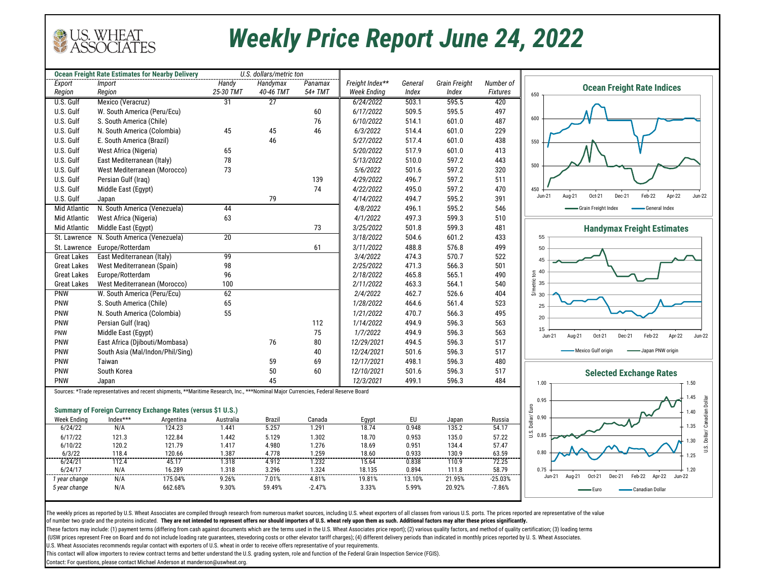# Weekly Price Report June 24, 2022

| Ocean Freight Rate Estimates for Nearby Delivery | | U.S. dollars/metric ton | | |
|---|---|---|---|---|
| Export Region | Import Region | Handy 25-30 TMT | Handymax 40-46 TMT | Panamax 54+ TMT |
| U.S. Gulf | Mexico (Veracruz) | 31 | 27 | |
| U.S. Gulf | W. South America (Peru/Ecu) | | | 60 |
| U.S. Gulf | S. South America (Chile) | | | 76 |
| U.S. Gulf | N. South America (Colombia) | 45 | 45 | 46 |
| U.S. Gulf | E. South America (Brazil) | | 46 | |
| U.S. Gulf | West Africa (Nigeria) | 65 | | |
| U.S. Gulf | East Mediterranean (Italy) | 78 | | |
| U.S. Gulf | West Mediterranean (Morocco) | 73 | | |
| U.S. Gulf | Persian Gulf (Iraq) | | | 139 |
| U.S. Gulf | Middle East (Egypt) | | | 74 |
| U.S. Gulf | Japan | | 79 | |
| Mid Atlantic | N. South America (Venezuela) | 44 | | |
| Mid Atlantic | West Africa (Nigeria) | 63 | | |
| Mid Atlantic | Middle East (Egypt) | | | 73 |
| St. Lawrence | N. South America (Venezuela) | 20 | | |
| St. Lawrence | Europe/Rotterdam | | | 61 |
| Great Lakes | East Mediterranean (Italy) | 99 | | |
| Great Lakes | West Mediterranean (Spain) | 98 | | |
| Great Lakes | Europe/Rotterdam | 96 | | |
| Great Lakes | West Mediterranean (Morocco) | 100 | | |
| PNW | W. South America (Peru/Ecu) | 62 | | |
| PNW | S. South America (Chile) | 65 | | |
| PNW | N. South America (Colombia) | 55 | | |
| PNW | Persian Gulf (Iraq) | | | 112 |
| PNW | Middle East (Egypt) | | | 75 |
| PNW | East Africa (Djibouti/Mombasa) | | 76 | 80 |
| PNW | South Asia (Mal/Indon/Phil/Sing) | | | 40 |
| PNW | Taiwan | | 59 | 69 |
| PNW | South Korea | | 50 | 60 |
| PNW | Japan | | 45 | |

| Freight Index** Week Ending | General Index | Grain Freight Index | Number of Fixtures |
|---|---|---|---|
| 6/24/2022 | 503.1 | 595.5 | 420 |
| 6/17/2022 | 509.5 | 595.5 | 497 |
| 6/10/2022 | 514.1 | 601.0 | 487 |
| 6/3/2022 | 514.4 | 601.0 | 229 |
| 5/27/2022 | 517.4 | 601.0 | 438 |
| 5/20/2022 | 517.9 | 601.0 | 413 |
| 5/13/2022 | 510.0 | 597.2 | 443 |
| 5/6/2022 | 501.6 | 597.2 | 320 |
| 4/29/2022 | 496.7 | 597.2 | 511 |
| 4/22/2022 | 495.0 | 597.2 | 470 |
| 4/14/2022 | 494.7 | 595.2 | 391 |
| 4/8/2022 | 496.1 | 595.2 | 546 |
| 4/1/2022 | 497.3 | 599.3 | 510 |
| 3/25/2022 | 501.8 | 599.3 | 481 |
| 3/18/2022 | 504.6 | 601.2 | 433 |
| 3/11/2022 | 488.8 | 576.8 | 499 |
| 3/4/2022 | 474.3 | 570.7 | 522 |
| 2/25/2022 | 471.3 | 566.3 | 501 |
| 2/18/2022 | 465.8 | 565.1 | 490 |
| 2/11/2022 | 463.3 | 564.1 | 540 |
| 2/4/2022 | 462.7 | 526.6 | 404 |
| 1/28/2022 | 464.6 | 561.4 | 523 |
| 1/21/2022 | 470.7 | 566.3 | 495 |
| 1/14/2022 | 494.9 | 596.3 | 563 |
| 1/7/2022 | 494.9 | 596.3 | 563 |
| 12/29/2021 | 494.5 | 596.3 | 517 |
| 12/24/2021 | 501.6 | 596.3 | 517 |
| 12/17/2021 | 498.1 | 596.3 | 480 |
| 12/10/2021 | 501.6 | 596.3 | 517 |
| 12/3/2021 | 499.1 | 596.3 | 484 |

Sources: *Trade representatives and recent shipments, **Maritime Research, Inc., ***Nominal Major Currencies, Federal Reserve Board

**Summary of Foreign Currency Exchange Rates (versus $1 U.S.)**

| Week Ending | Index*** | Argentina | Australia | Brazil | Canada | Egypt | EU | Japan | Russia |
|---|---|---|---|---|---|---|---|---|---|
| 6/24/22 | N/A | 124.23 | 1.441 | 5.257 | 1.291 | 18.74 | 0.948 | 135.2 | 54.17 |
| 6/17/22 | 121.3 | 122.84 | 1.442 | 5.129 | 1.302 | 18.70 | 0.953 | 135.0 | 57.22 |
| 6/10/22 | 120.2 | 121.79 | 1.417 | 4.980 | 1.276 | 18.69 | 0.951 | 134.4 | 57.47 |
| 6/3/22 | 118.4 | 120.66 | 1.387 | 4.778 | 1.259 | 18.60 | 0.933 | 130.9 | 63.59 |
| 6/24/21 | 112.4 | 45.17 | 1.318 | 4.912 | 1.232 | 15.64 | 0.838 | 110.9 | 72.25 |
| 6/24/17 | N/A | 16.289 | 1.318 | 3.296 | 1.324 | 18.135 | 0.894 | 111.8 | 58.79 |
| *1 year change* | N/A | 175.04% | 9.26% | 7.01% | 4.81% | 19.81% | 13.10% | 21.95% | -25.03% |
| *5 year change* | N/A | 662.68% | 9.30% | 59.49% | -2.47% | 3.33% | 5.99% | 20.92% | -7.86% |

**Ocean Freight Rate Indices**

Grain Freight Index — General Index

**Handymax Freight Estimates**

Mexico Gulf origin — Japan PNW origin

**Selected Exchange Rates**

Euro — Canadian Dollar

The weekly prices as reported by U.S. Wheat Associates are compiled through research from numerous market sources, including U.S. wheat exporters of all classes from various U.S. ports. The prices reported are representative of the value of number two grade and the proteins indicated. **They are not intended to represent offers nor should importers of U.S. wheat rely upon them as such. Additional factors may alter these prices significantly.**

These factors may include: (1) payment terms (differing from cash against documents which are the terms used in the U.S. Wheat Associates price report); (2) various quality factors, and method of quality certification; (3) loading terms (USW prices represent Free on Board and do not include loading rate guarantees, stevedoring costs or other elevator tariff charges); (4) different delivery periods than indicated in monthly prices reported by U. S. Wheat Associates.

U.S. Wheat Associates recommends regular contact with exporters of U.S. wheat in order to receive offers representative of your requirements.

This contact will allow importers to review contract terms and better understand the U.S. grading system, role and function of the Federal Grain Inspection Service (FGIS).

Contact: For questions, please contact Michael Anderson at manderson@uswheat.org.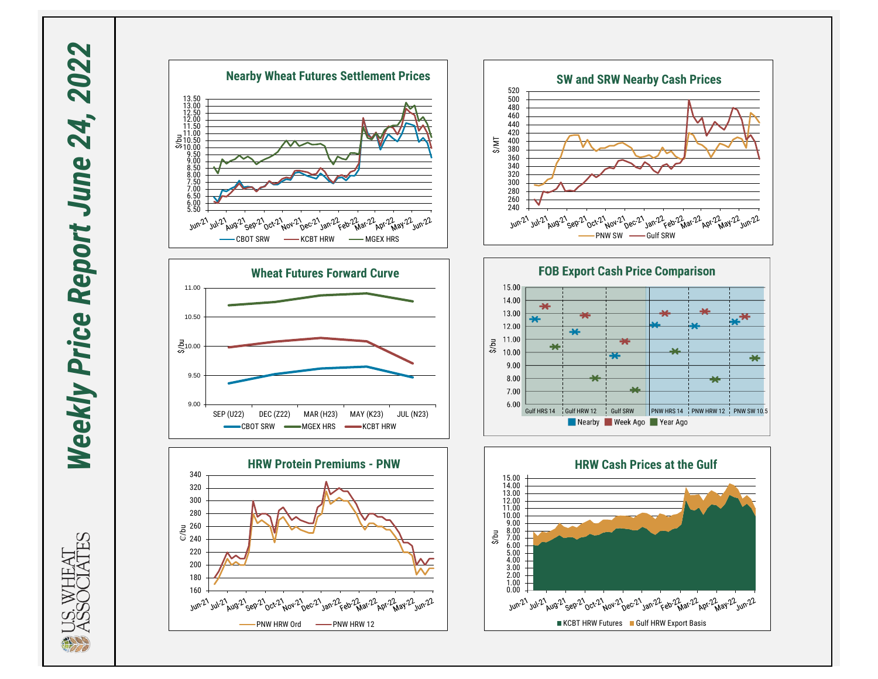# Weekly Price Report June 24, 2022

U.S. WHEAT ASSOCIATES

## Nearby Wheat Futures Settlement Prices

$/bu

Jun-21, Jul-21, Aug-21, Sep-21, Oct-21, Nov-21, Dec-21, Jan-22, Feb-22, Mar-22, Apr-22, May-22, Jun-22

CBOT SRW — KCBT HRW — MGEX HRS

## SW and SRW Nearby Cash Prices

$/MT

Jun-21, Jul-21, Aug-21, Sep-21, Oct-21, Nov-21, Dec-21, Jan-22, Feb-22, Mar-22, Apr-22, May-22, Jun-22

PNW SW — Gulf SRW

## Wheat Futures Forward Curve

$/bu

SEP (U22), DEC (Z22), MAR (H23), MAY (K23), JUL (N23)

CBOT SRW — MGEX HRS — KCBT HRW

## FOB Export Cash Price Comparison

$/bu

Gulf HRS 14, Gulf HRW 12, Gulf SRW, PNW HRS 14, PNW HRW 12, PNW SW 10.5

Nearby — Week Ago — Year Ago

## HRW Protein Premiums - PNW

¢/bu

Jun-21, Jul-21, Aug-21, Sep-21, Oct-21, Nov-21, Dec-21, Jan-22, Feb-22, Mar-22, Apr-22, May-22, Jun-22

PNW HRW Ord — PNW HRW 12

## HRW Cash Prices at the Gulf

$/bu

Jun-21, Jul-21, Aug-21, Sep-21, Oct-21, Nov-21, Dec-21, Jan-22, Feb-22, Mar-22, Apr-22, May-22, Jun-22

KCBT HRW Futures — Gulf HRW Export Basis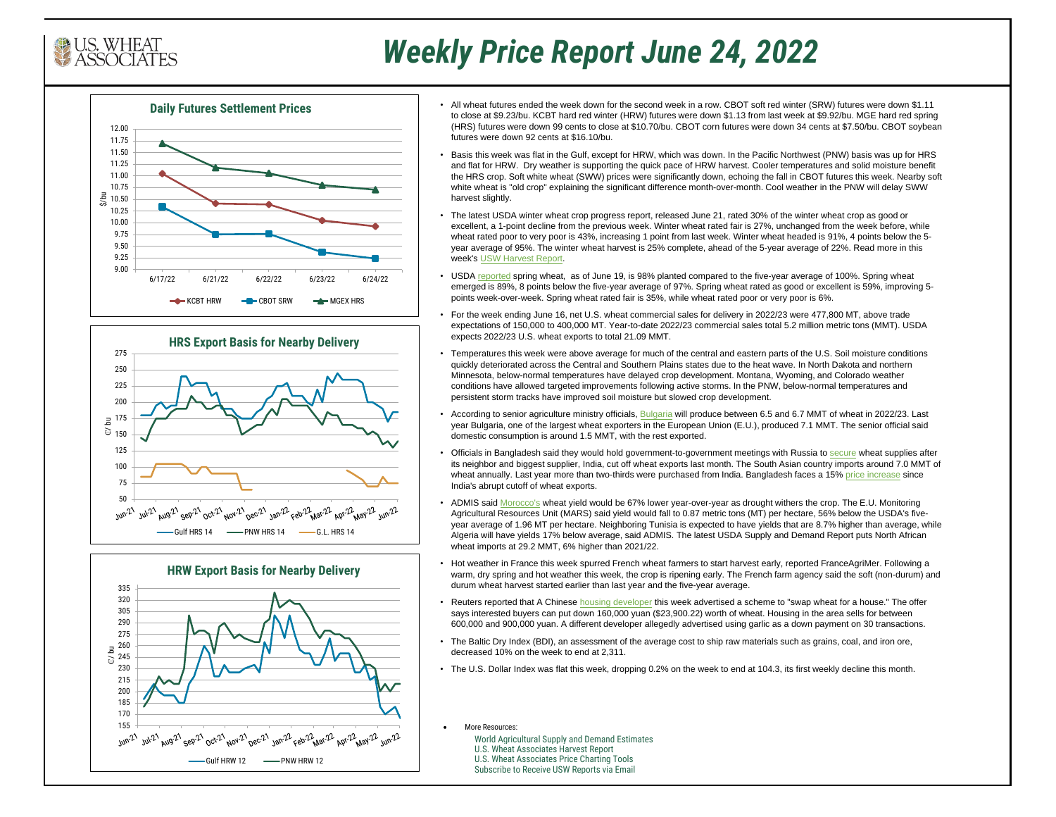U.S. WHEAT ASSOCIATES

# Weekly Price Report June 24, 2022

**Daily Futures Settlement Prices**

12.00
11.75
11.50
11.25
11.00
10.75
10.50
10.25
10.00
9.75
9.50
9.25
9.00

$/bu

6/17/22
6/21/22
6/22/22
6/23/22
6/24/22

KCBT HRW
CBOT SRW
MGEX HRS

**HRS Export Basis for Nearby Delivery**

275
250
225
200
175
150
125
100
75
50

₵/ bu

Jun-21
Jul-21
Aug-21
Sep-21
Oct-21
Nov-21
Dec-21
Jan-22
Feb-22
Mar-22
Apr-22
May-22
Jun-22

Gulf HRS 14
PNW HRS 14
G.L. HRS 14

**HRW Export Basis for Nearby Delivery**

335
320
305
290
275
260
245
230
215
200
185
170
155

₵/ bu

Jun-21
Jul-21
Aug-21
Sep-21
Oct-21
Nov-21
Dec-21
Jan-22
Feb-22
Mar-22
Apr-22
May-22
Jun-22

Gulf HRW 12
PNW HRW 12

- All wheat futures ended the week down for the second week in a row. CBOT soft red winter (SRW) futures were down $1.11 to close at $9.23/bu. KCBT hard red winter (HRW) futures were down $1.13 from last week at $9.92/bu. MGE hard red spring (HRS) futures were down 99 cents to close at $10.70/bu. CBOT corn futures were down 34 cents at $7.50/bu. CBOT soybean futures were down 92 cents at $16.10/bu.
- Basis this week was flat in the Gulf, except for HRW, which was down. In the Pacific Northwest (PNW) basis was up for HRS and flat for HRW. Dry weather is supporting the quick pace of HRW harvest. Cooler temperatures and solid moisture benefit the HRS crop. Soft white wheat (SWW) prices were significantly down, echoing the fall in CBOT futures this week. Nearby soft white wheat is "old crop" explaining the significant difference month-over-month. Cool weather in the PNW will delay SWW harvest slightly.
- The latest USDA winter wheat crop progress report, released June 21, rated 30% of the winter wheat crop as good or excellent, a 1-point decline from the previous week. Winter wheat rated fair is 27%, unchanged from the week before, while wheat rated poor to very poor is 43%, increasing 1 point from last week. Winter wheat headed is 91%, 4 points below the 5-year average of 95%. The winter wheat harvest is 25% complete, ahead of the 5-year average of 22%. Read more in this week's USW Harvest Report.
- USDA reported spring wheat, as of June 19, is 98% planted compared to the five-year average of 100%. Spring wheat emerged is 89%, 8 points below the five-year average of 97%. Spring wheat rated as good or excellent is 59%, improving 5-points week-over-week. Spring wheat rated fair is 35%, while wheat rated poor or very poor is 6%.
- For the week ending June 16, net U.S. wheat commercial sales for delivery in 2022/23 were 477,800 MT, above trade expectations of 150,000 to 400,000 MT. Year-to-date 2022/23 commercial sales total 5.2 million metric tons (MMT). USDA expects 2022/23 U.S. wheat exports to total 21.09 MMT.
- Temperatures this week were above average for much of the central and eastern parts of the U.S. Soil moisture conditions quickly deteriorated across the Central and Southern Plains states due to the heat wave. In North Dakota and northern Minnesota, below-normal temperatures have delayed crop development. Montana, Wyoming, and Colorado weather conditions have allowed targeted improvements following active storms. In the PNW, below-normal temperatures and persistent storm tracks have improved soil moisture but slowed crop development.
- According to senior agriculture ministry officials, Bulgaria will produce between 6.5 and 6.7 MMT of wheat in 2022/23. Last year Bulgaria, one of the largest wheat exporters in the European Union (E.U.), produced 7.1 MMT. The senior official said domestic consumption is around 1.5 MMT, with the rest exported.
- Officials in Bangladesh said they would hold government-to-government meetings with Russia to secure wheat supplies after its neighbor and biggest supplier, India, cut off wheat exports last month. The South Asian country imports around 7.0 MMT of wheat annually. Last year more than two-thirds were purchased from India. Bangladesh faces a 15% price increase since India's abrupt cutoff of wheat exports.
- ADMIS said Morocco's wheat yield would be 67% lower year-over-year as drought withers the crop. The E.U. Monitoring Agricultural Resources Unit (MARS) said yield would fall to 0.87 metric tons (MT) per hectare, 56% below the USDA's five-year average of 1.96 MT per hectare. Neighboring Tunisia is expected to have yields that are 8.7% higher than average, while Algeria will have yields 17% below average, said ADMIS. The latest USDA Supply and Demand Report puts North African wheat imports at 29.2 MMT, 6% higher than 2021/22.
- Hot weather in France this week spurred French wheat farmers to start harvest early, reported FranceAgriMer. Following a warm, dry spring and hot weather this week, the crop is ripening early. The French farm agency said the soft (non-durum) and durum wheat harvest started earlier than last year and the five-year average.
- Reuters reported that A Chinese housing developer this week advertised a scheme to "swap wheat for a house." The offer says interested buyers can put down 160,000 yuan ($23,900.22) worth of wheat. Housing in the area sells for between 600,000 and 900,000 yuan. A different developer allegedly advertised using garlic as a down payment on 30 transactions.
- The Baltic Dry Index (BDI), an assessment of the average cost to ship raw materials such as grains, coal, and iron ore, decreased 10% on the week to end at 2,311.
- The U.S. Dollar Index was flat this week, dropping 0.2% on the week to end at 104.3, its first weekly decline this month.

- More Resources:
  - World Agricultural Supply and Demand Estimates
  - U.S. Wheat Associates Harvest Report
  - U.S. Wheat Associates Price Charting Tools
  - Subscribe to Receive USW Reports via Email